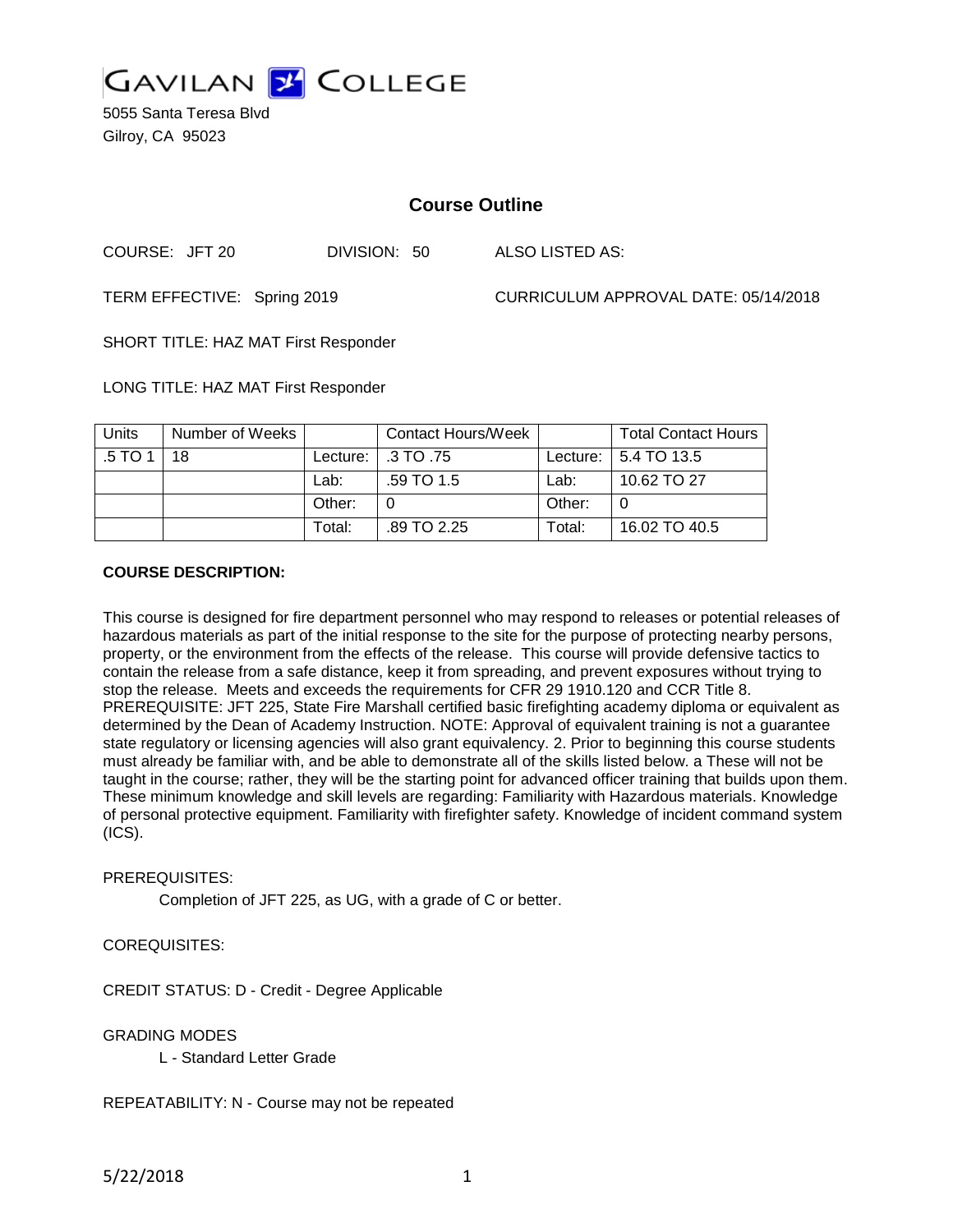GAVILAN COLLEGE

5055 Santa Teresa Blvd
Gilroy, CA 95023

## Course Outline

COURSE: JFT 20 DIVISION: 50 ALSO LISTED AS:

TERM EFFECTIVE: Spring 2019 CURRICULUM APPROVAL DATE: 05/14/2018

SHORT TITLE: HAZ MAT First Responder

LONG TITLE: HAZ MAT First Responder

| Units | Number of Weeks | | Contact Hours/Week | | Total Contact Hours |
|---|---|---|---|---|---|
| .5 TO 1 | 18 | Lecture: | .3 TO .75 | Lecture: | 5.4 TO 13.5 |
| | | Lab: | .59 TO 1.5 | Lab: | 10.62 TO 27 |
| | | Other: | 0 | Other: | 0 |
| | | Total: | .89 TO 2.25 | Total: | 16.02 TO 40.5 |

**COURSE DESCRIPTION:**

This course is designed for fire department personnel who may respond to releases or potential releases of hazardous materials as part of the initial response to the site for the purpose of protecting nearby persons, property, or the environment from the effects of the release. This course will provide defensive tactics to contain the release from a safe distance, keep it from spreading, and prevent exposures without trying to stop the release. Meets and exceeds the requirements for CFR 29 1910.120 and CCR Title 8. PREREQUISITE: JFT 225, State Fire Marshall certified basic firefighting academy diploma or equivalent as determined by the Dean of Academy Instruction. NOTE: Approval of equivalent training is not a guarantee state regulatory or licensing agencies will also grant equivalency. 2. Prior to beginning this course students must already be familiar with, and be able to demonstrate all of the skills listed below. a These will not be taught in the course; rather, they will be the starting point for advanced officer training that builds upon them. These minimum knowledge and skill levels are regarding: Familiarity with Hazardous materials. Knowledge of personal protective equipment. Familiarity with firefighter safety. Knowledge of incident command system (ICS).

PREREQUISITES:

Completion of JFT 225, as UG, with a grade of C or better.

COREQUISITES:

CREDIT STATUS: D - Credit - Degree Applicable

GRADING MODES

L - Standard Letter Grade

REPEATABILITY: N - Course may not be repeated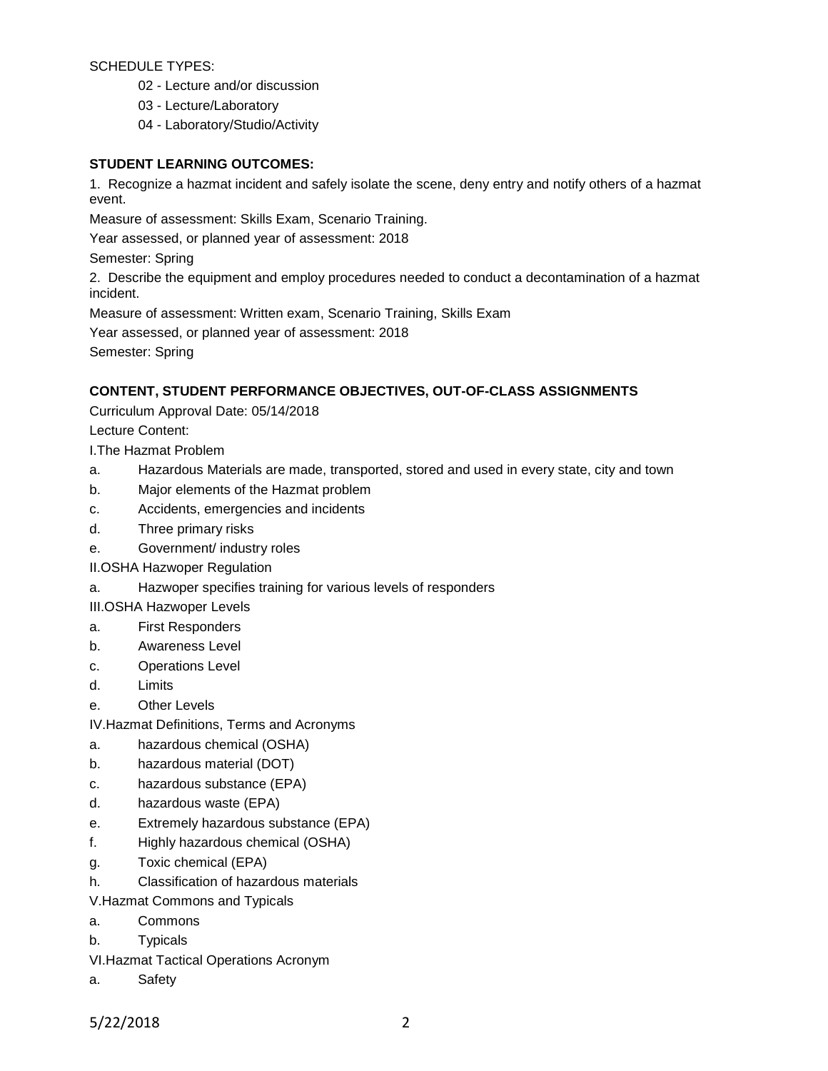SCHEDULE TYPES:

- 02 - Lecture and/or discussion
- 03 - Lecture/Laboratory
- 04 - Laboratory/Studio/Activity

**STUDENT LEARNING OUTCOMES:**

1. Recognize a hazmat incident and safely isolate the scene, deny entry and notify others of a hazmat event.

Measure of assessment: Skills Exam, Scenario Training.

Year assessed, or planned year of assessment: 2018

Semester: Spring

2. Describe the equipment and employ procedures needed to conduct a decontamination of a hazmat incident.

Measure of assessment: Written exam, Scenario Training, Skills Exam

Year assessed, or planned year of assessment: 2018

Semester: Spring

**CONTENT, STUDENT PERFORMANCE OBJECTIVES, OUT-OF-CLASS ASSIGNMENTS**

Curriculum Approval Date: 05/14/2018

Lecture Content:

I.The Hazmat Problem

a. Hazardous Materials are made, transported, stored and used in every state, city and town

b. Major elements of the Hazmat problem

c. Accidents, emergencies and incidents

d. Three primary risks

e. Government/ industry roles

II.OSHA Hazwoper Regulation

a. Hazwoper specifies training for various levels of responders

III.OSHA Hazwoper Levels

a. First Responders

b. Awareness Level

c. Operations Level

d. Limits

e. Other Levels

IV.Hazmat Definitions, Terms and Acronyms

a. hazardous chemical (OSHA)

b. hazardous material (DOT)

c. hazardous substance (EPA)

d. hazardous waste (EPA)

e. Extremely hazardous substance (EPA)

f. Highly hazardous chemical (OSHA)

g. Toxic chemical (EPA)

h. Classification of hazardous materials

V.Hazmat Commons and Typicals

a. Commons

b. Typicals

VI.Hazmat Tactical Operations Acronym

a. Safety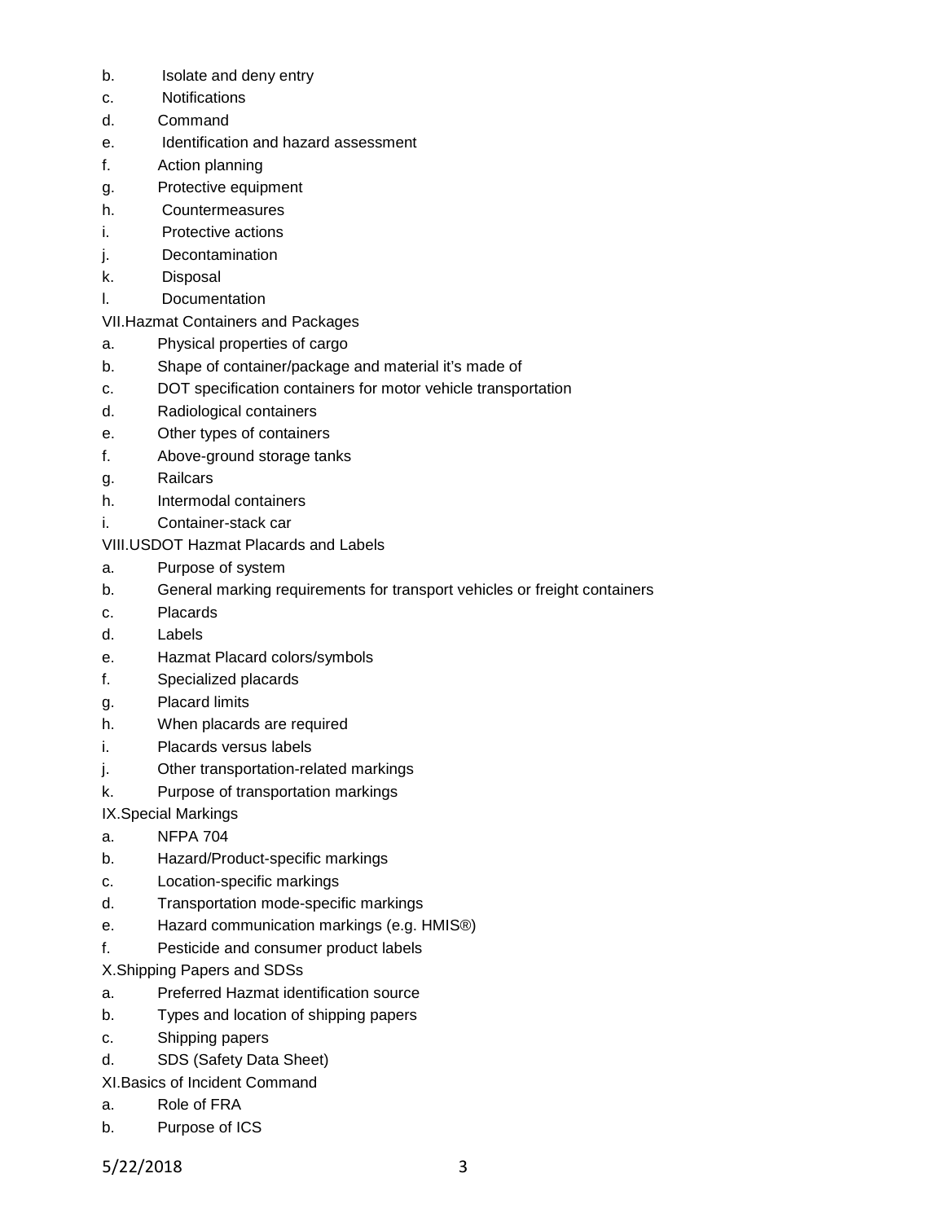b. Isolate and deny entry
c. Notifications
d. Command
e. Identification and hazard assessment
f. Action planning
g. Protective equipment
h. Countermeasures
i. Protective actions
j. Decontamination
k. Disposal
l. Documentation

VII.Hazmat Containers and Packages

a. Physical properties of cargo
b. Shape of container/package and material it's made of
c. DOT specification containers for motor vehicle transportation
d. Radiological containers
e. Other types of containers
f. Above-ground storage tanks
g. Railcars
h. Intermodal containers
i. Container-stack car

VIII.USDOT Hazmat Placards and Labels

a. Purpose of system
b. General marking requirements for transport vehicles or freight containers
c. Placards
d. Labels
e. Hazmat Placard colors/symbols
f. Specialized placards
g. Placard limits
h. When placards are required
i. Placards versus labels
j. Other transportation-related markings
k. Purpose of transportation markings

IX.Special Markings

a. NFPA 704
b. Hazard/Product-specific markings
c. Location-specific markings
d. Transportation mode-specific markings
e. Hazard communication markings (e.g. HMIS®)
f. Pesticide and consumer product labels

X.Shipping Papers and SDSs

a. Preferred Hazmat identification source
b. Types and location of shipping papers
c. Shipping papers
d. SDS (Safety Data Sheet)

XI.Basics of Incident Command

a. Role of FRA
b. Purpose of ICS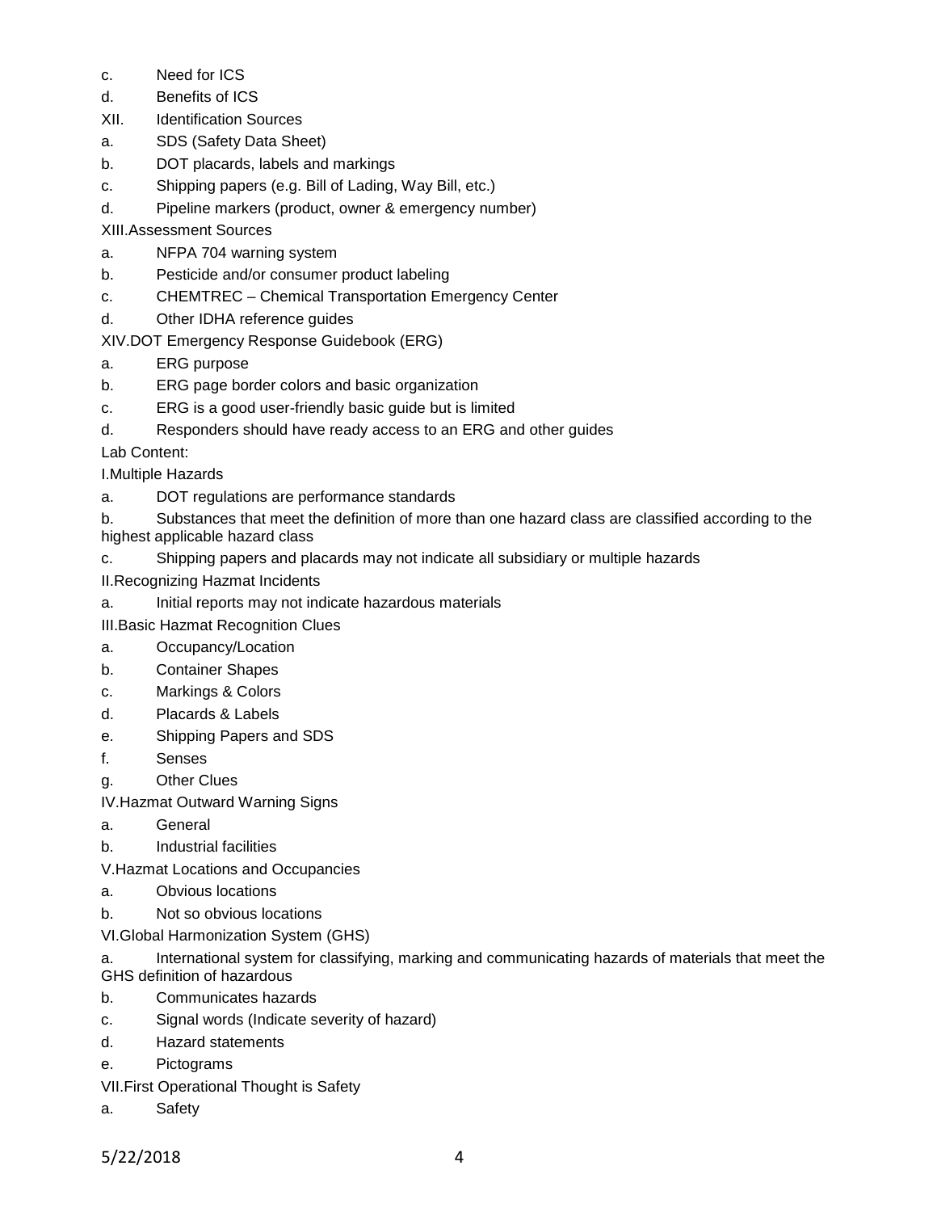c. Need for ICS

d. Benefits of ICS

XII. Identification Sources

a. SDS (Safety Data Sheet)

b. DOT placards, labels and markings

c. Shipping papers (e.g. Bill of Lading, Way Bill, etc.)

d. Pipeline markers (product, owner & emergency number)

XIII.Assessment Sources

a. NFPA 704 warning system

b. Pesticide and/or consumer product labeling

c. CHEMTREC – Chemical Transportation Emergency Center

d. Other IDHA reference guides

XIV.DOT Emergency Response Guidebook (ERG)

a. ERG purpose

b. ERG page border colors and basic organization

c. ERG is a good user-friendly basic guide but is limited

d. Responders should have ready access to an ERG and other guides

Lab Content:

I.Multiple Hazards

a. DOT regulations are performance standards

b. Substances that meet the definition of more than one hazard class are classified according to the highest applicable hazard class

c. Shipping papers and placards may not indicate all subsidiary or multiple hazards

II.Recognizing Hazmat Incidents

a. Initial reports may not indicate hazardous materials

III.Basic Hazmat Recognition Clues

a. Occupancy/Location

b. Container Shapes

c. Markings & Colors

d. Placards & Labels

e. Shipping Papers and SDS

f. Senses

g. Other Clues

IV.Hazmat Outward Warning Signs

a. General

b. Industrial facilities

V.Hazmat Locations and Occupancies

a. Obvious locations

b. Not so obvious locations

VI.Global Harmonization System (GHS)

a. International system for classifying, marking and communicating hazards of materials that meet the GHS definition of hazardous

b. Communicates hazards

c. Signal words (Indicate severity of hazard)

d. Hazard statements

e. Pictograms

VII.First Operational Thought is Safety

a. Safety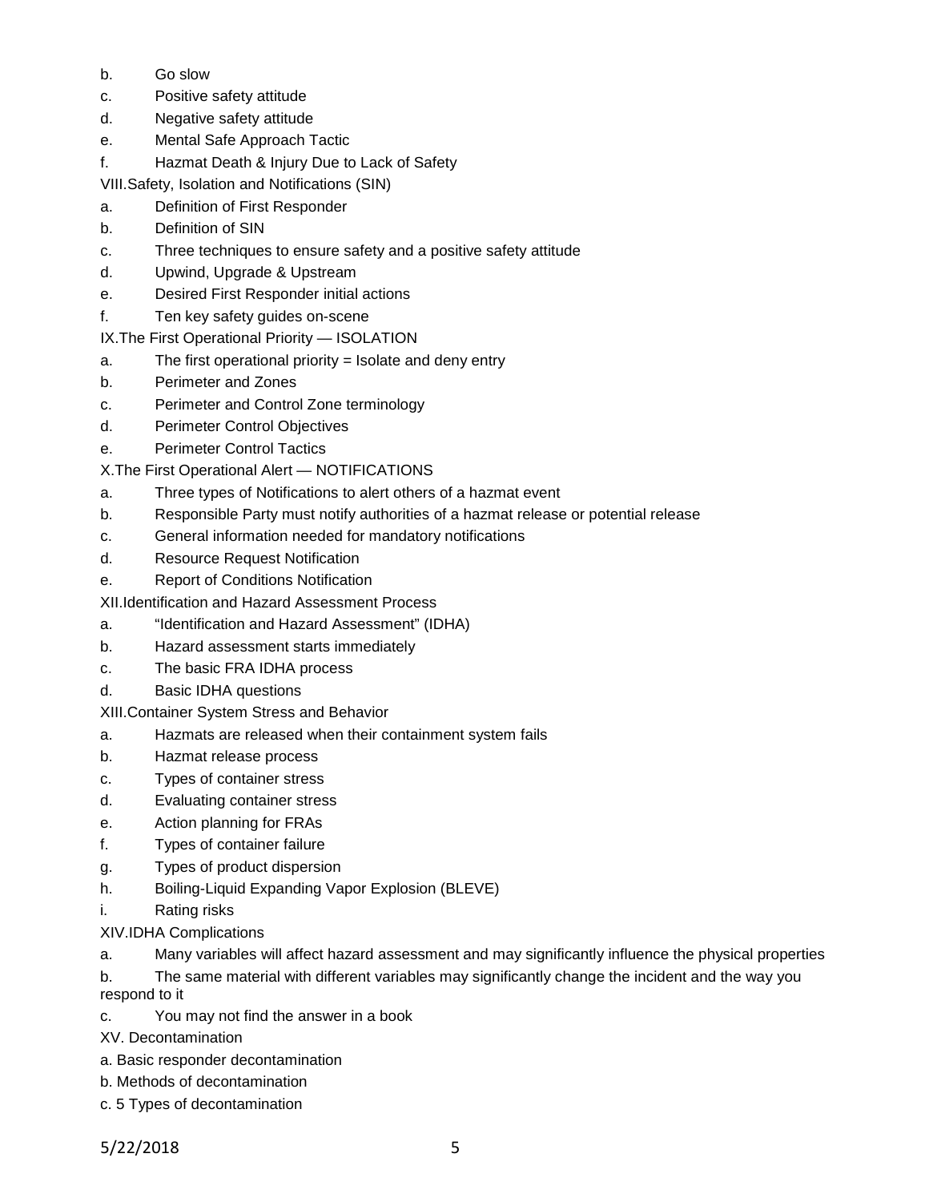b. Go slow

c. Positive safety attitude

d. Negative safety attitude

e. Mental Safe Approach Tactic

f. Hazmat Death & Injury Due to Lack of Safety

VIII. Safety, Isolation and Notifications (SIN)

a. Definition of First Responder

b. Definition of SIN

c. Three techniques to ensure safety and a positive safety attitude

d. Upwind, Upgrade & Upstream

e. Desired First Responder initial actions

f. Ten key safety guides on-scene

IX. The First Operational Priority — ISOLATION

a. The first operational priority = Isolate and deny entry

b. Perimeter and Zones

c. Perimeter and Control Zone terminology

d. Perimeter Control Objectives

e. Perimeter Control Tactics

X. The First Operational Alert — NOTIFICATIONS

a. Three types of Notifications to alert others of a hazmat event

b. Responsible Party must notify authorities of a hazmat release or potential release

c. General information needed for mandatory notifications

d. Resource Request Notification

e. Report of Conditions Notification

XII. Identification and Hazard Assessment Process

a. "Identification and Hazard Assessment" (IDHA)

b. Hazard assessment starts immediately

c. The basic FRA IDHA process

d. Basic IDHA questions

XIII. Container System Stress and Behavior

a. Hazmats are released when their containment system fails

b. Hazmat release process

c. Types of container stress

d. Evaluating container stress

e. Action planning for FRAs

f. Types of container failure

g. Types of product dispersion

h. Boiling-Liquid Expanding Vapor Explosion (BLEVE)

i. Rating risks

XIV. IDHA Complications

a. Many variables will affect hazard assessment and may significantly influence the physical properties

b. The same material with different variables may significantly change the incident and the way you respond to it

c. You may not find the answer in a book

XV. Decontamination

a. Basic responder decontamination

b. Methods of decontamination

c. 5 Types of decontamination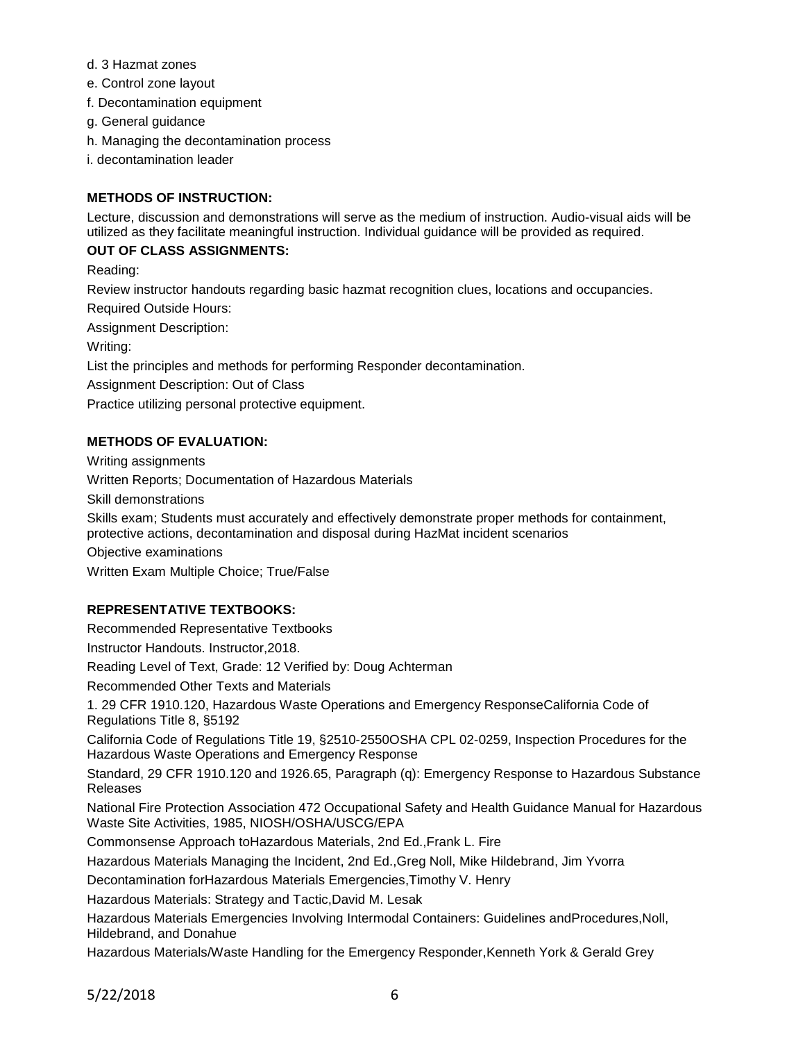d. 3 Hazmat zones
e. Control zone layout
f. Decontamination equipment
g. General guidance
h. Managing the decontamination process
i. decontamination leader

**METHODS OF INSTRUCTION:**

Lecture, discussion and demonstrations will serve as the medium of instruction. Audio-visual aids will be utilized as they facilitate meaningful instruction. Individual guidance will be provided as required.

**OUT OF CLASS ASSIGNMENTS:**

Reading:

Review instructor handouts regarding basic hazmat recognition clues, locations and occupancies.

Required Outside Hours:

Assignment Description:

Writing:

List the principles and methods for performing Responder decontamination.

Assignment Description: Out of Class

Practice utilizing personal protective equipment.

**METHODS OF EVALUATION:**

Writing assignments

Written Reports; Documentation of Hazardous Materials

Skill demonstrations

Skills exam; Students must accurately and effectively demonstrate proper methods for containment, protective actions, decontamination and disposal during HazMat incident scenarios

Objective examinations

Written Exam Multiple Choice; True/False

**REPRESENTATIVE TEXTBOOKS:**

Recommended Representative Textbooks

Instructor Handouts. Instructor,2018.

Reading Level of Text, Grade: 12 Verified by: Doug Achterman

Recommended Other Texts and Materials

1. 29 CFR 1910.120, Hazardous Waste Operations and Emergency ResponseCalifornia Code of Regulations Title 8, §5192

California Code of Regulations Title 19, §2510-2550OSHA CPL 02-0259, Inspection Procedures for the Hazardous Waste Operations and Emergency Response

Standard, 29 CFR 1910.120 and 1926.65, Paragraph (q): Emergency Response to Hazardous Substance Releases

National Fire Protection Association 472 Occupational Safety and Health Guidance Manual for Hazardous Waste Site Activities, 1985, NIOSH/OSHA/USCG/EPA

Commonsense Approach toHazardous Materials, 2nd Ed.,Frank L. Fire

Hazardous Materials Managing the Incident, 2nd Ed.,Greg Noll, Mike Hildebrand, Jim Yvorra

Decontamination forHazardous Materials Emergencies,Timothy V. Henry

Hazardous Materials: Strategy and Tactic,David M. Lesak

Hazardous Materials Emergencies Involving Intermodal Containers: Guidelines andProcedures,Noll, Hildebrand, and Donahue

Hazardous Materials/Waste Handling for the Emergency Responder,Kenneth York & Gerald Grey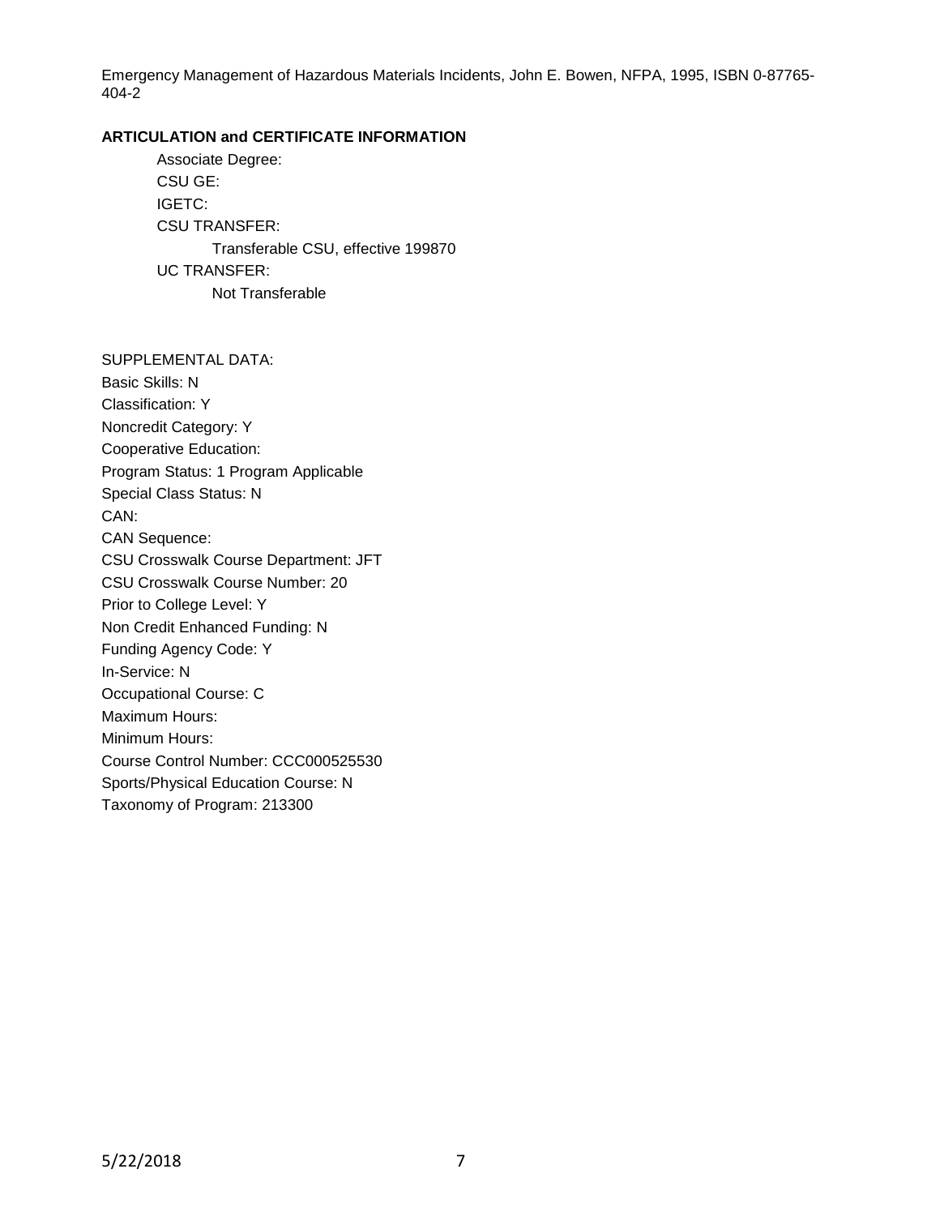Emergency Management of Hazardous Materials Incidents, John E. Bowen, NFPA, 1995, ISBN 0-87765-404-2

**ARTICULATION and CERTIFICATE INFORMATION**

Associate Degree:
CSU GE:
IGETC:
CSU TRANSFER:
Transferable CSU, effective 199870
UC TRANSFER:
Not Transferable

SUPPLEMENTAL DATA:
Basic Skills: N
Classification: Y
Noncredit Category: Y
Cooperative Education:
Program Status: 1 Program Applicable
Special Class Status: N
CAN:
CAN Sequence:
CSU Crosswalk Course Department: JFT
CSU Crosswalk Course Number: 20
Prior to College Level: Y
Non Credit Enhanced Funding: N
Funding Agency Code: Y
In-Service: N
Occupational Course: C
Maximum Hours:
Minimum Hours:
Course Control Number: CCC000525530
Sports/Physical Education Course: N
Taxonomy of Program: 213300